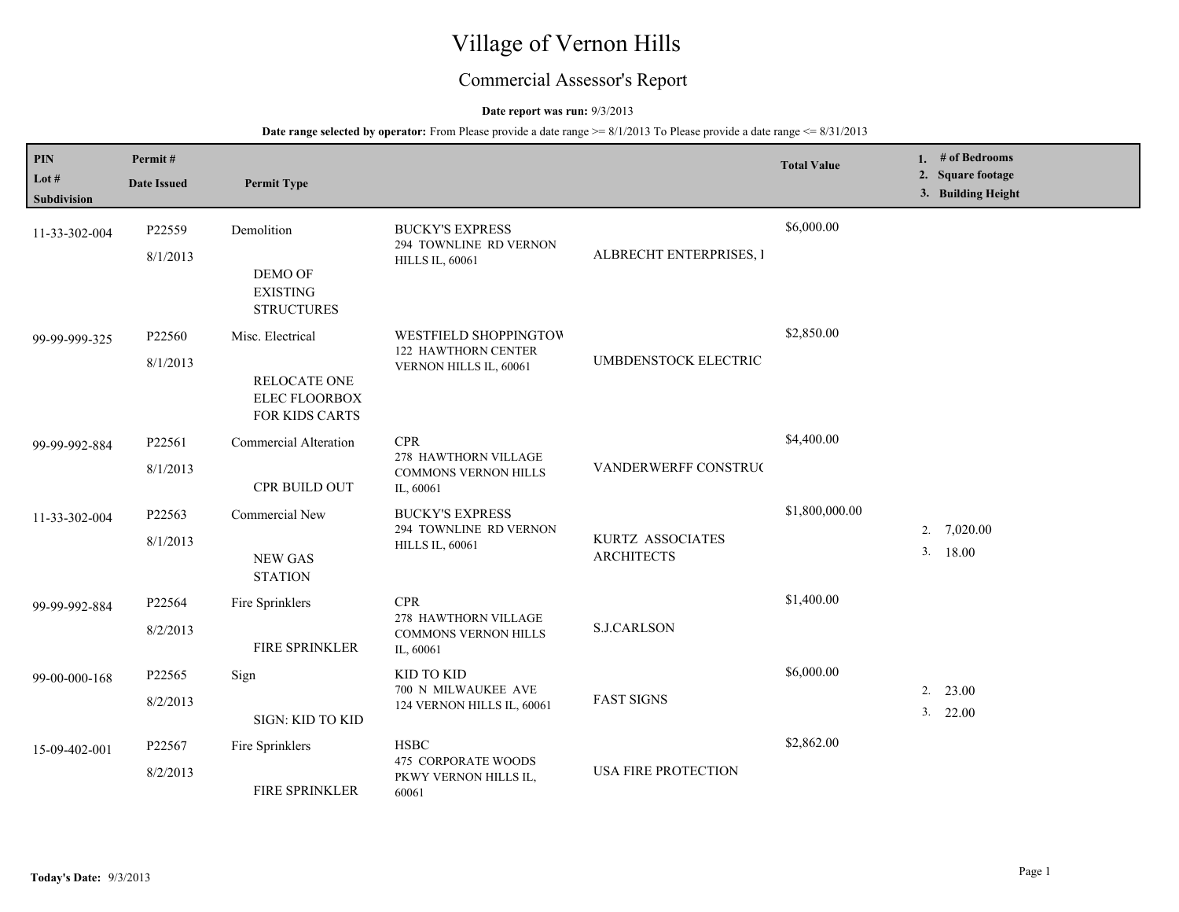# Village of Vernon Hills

## Commercial Assessor's Report

**Date report was run:** 9/3/2013

**Date range selected by operator:** From Please provide a date range >= 8/1/2013 To Please provide a date range <= 8/31/2013

| PIN<br>Lot #<br>Subdivision | Permit #<br>Date Issued | Permit Type | | | Total Value | 1. # of Bedrooms<br>2. Square footage<br>3. Building Height |
|---|---|---|---|---|---|---|
| 11-33-302-004 | P22559<br>8/1/2013 | Demolition<br><br>DEMO OF EXISTING STRUCTURES | BUCKY'S EXPRESS<br>294 TOWNLINE RD VERNON HILLS IL, 60061 | ALBRECHT ENTERPRISES, I | $6,000.00 | |
| 99-99-999-325 | P22560<br>8/1/2013 | Misc. Electrical<br><br>RELOCATE ONE ELEC FLOORBOX FOR KIDS CARTS | WESTFIELD SHOPPINGTOW<br>122 HAWTHORN CENTER VERNON HILLS IL, 60061 | UMBDENSTOCK ELECTRIC | $2,850.00 | |
| 99-99-992-884 | P22561<br>8/1/2013 | Commercial Alteration<br><br>CPR BUILD OUT | CPR<br>278 HAWTHORN VILLAGE COMMONS VERNON HILLS IL, 60061 | VANDERWERFF CONSTRUC | $4,400.00 | |
| 11-33-302-004 | P22563<br>8/1/2013 | Commercial New<br><br>NEW GAS STATION | BUCKY'S EXPRESS<br>294 TOWNLINE RD VERNON HILLS IL, 60061 | KURTZ ASSOCIATES ARCHITECTS | $1,800,000.00 | 2. 7,020.00<br>3. 18.00 |
| 99-99-992-884 | P22564<br>8/2/2013 | Fire Sprinklers<br><br>FIRE SPRINKLER | CPR<br>278 HAWTHORN VILLAGE COMMONS VERNON HILLS IL, 60061 | S.J.CARLSON | $1,400.00 | |
| 99-00-000-168 | P22565<br>8/2/2013 | Sign<br><br>SIGN: KID TO KID | KID TO KID<br>700 N MILWAUKEE AVE 124 VERNON HILLS IL, 60061 | FAST SIGNS | $6,000.00 | 2. 23.00<br>3. 22.00 |
| 15-09-402-001 | P22567<br>8/2/2013 | Fire Sprinklers<br><br>FIRE SPRINKLER | HSBC<br>475 CORPORATE WOODS PKWY VERNON HILLS IL, 60061 | USA FIRE PROTECTION | $2,862.00 | |

**Today's Date:** 9/3/2013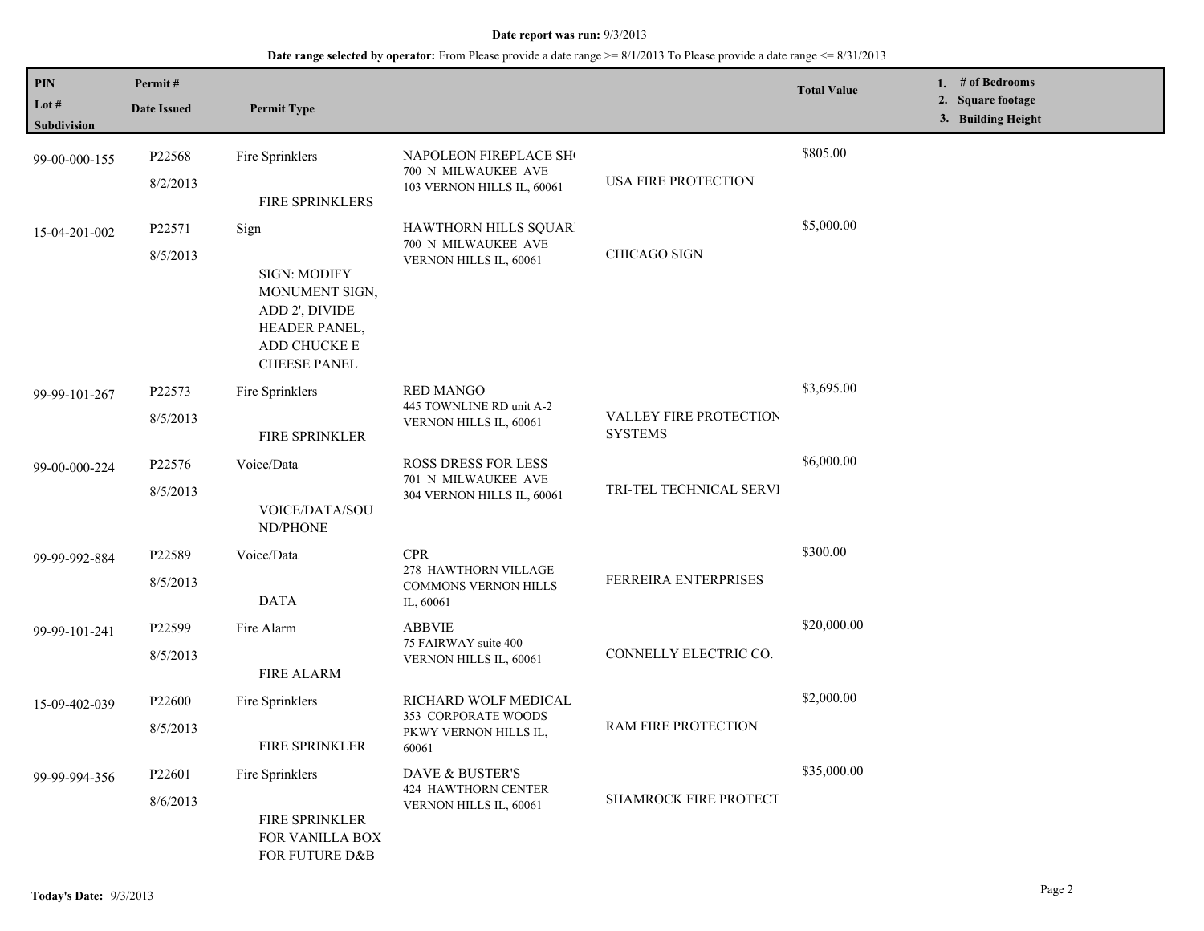**Date report was run:** 9/3/2013

**Date range selected by operator:** From Please provide a date range >= 8/1/2013 To Please provide a date range <= 8/31/2013

| PIN<br>Lot #<br>Subdivision | Permit #<br>Date Issued | Permit Type | | | Total Value | 1. # of Bedrooms<br>2. Square footage<br>3. Building Height |
|---|---|---|---|---|---|---|
| 99-00-000-155 | P22568<br>8/2/2013 | Fire Sprinklers<br>FIRE SPRINKLERS | NAPOLEON FIREPLACE SH(<br>700 N MILWAUKEE AVE<br>103 VERNON HILLS IL, 60061 | USA FIRE PROTECTION | $805.00 | |
| 15-04-201-002 | P22571<br>8/5/2013 | Sign<br>SIGN: MODIFY MONUMENT SIGN, ADD 2', DIVIDE HEADER PANEL, ADD CHUCKE E CHEESE PANEL | HAWTHORN HILLS SQUAR<br>700 N MILWAUKEE AVE<br>VERNON HILLS IL, 60061 | CHICAGO SIGN | $5,000.00 | |
| 99-99-101-267 | P22573<br>8/5/2013 | Fire Sprinklers<br>FIRE SPRINKLER | RED MANGO<br>445 TOWNLINE RD unit A-2<br>VERNON HILLS IL, 60061 | VALLEY FIRE PROTECTION SYSTEMS | $3,695.00 | |
| 99-00-000-224 | P22576<br>8/5/2013 | Voice/Data<br>VOICE/DATA/SOUND/PHONE | ROSS DRESS FOR LESS<br>701 N MILWAUKEE AVE<br>304 VERNON HILLS IL, 60061 | TRI-TEL TECHNICAL SERVI | $6,000.00 | |
| 99-99-992-884 | P22589<br>8/5/2013 | Voice/Data<br>DATA | CPR<br>278 HAWTHORN VILLAGE COMMONS VERNON HILLS IL, 60061 | FERREIRA ENTERPRISES | $300.00 | |
| 99-99-101-241 | P22599<br>8/5/2013 | Fire Alarm<br>FIRE ALARM | ABBVIE<br>75 FAIRWAY suite 400<br>VERNON HILLS IL, 60061 | CONNELLY ELECTRIC CO. | $20,000.00 | |
| 15-09-402-039 | P22600<br>8/5/2013 | Fire Sprinklers<br>FIRE SPRINKLER | RICHARD WOLF MEDICAL<br>353 CORPORATE WOODS PKWY VERNON HILLS IL, 60061 | RAM FIRE PROTECTION | $2,000.00 | |
| 99-99-994-356 | P22601<br>8/6/2013 | Fire Sprinklers<br>FIRE SPRINKLER FOR VANILLA BOX FOR FUTURE D&B | DAVE & BUSTER'S<br>424 HAWTHORN CENTER<br>VERNON HILLS IL, 60061 | SHAMROCK FIRE PROTECT | $35,000.00 | |

**Today's Date:** 9/3/2013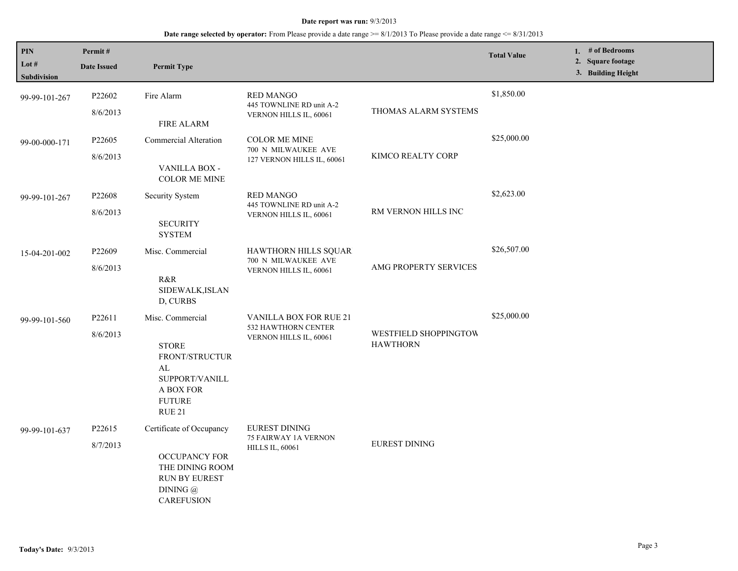**Date report was run:** 9/3/2013

**Date range selected by operator:** From Please provide a date range >= 8/1/2013 To Please provide a date range <= 8/31/2013

| PIN / Lot # / Subdivision | Permit # / Date Issued | Permit Type | | | Total Value | 1. # of Bedrooms 2. Square footage 3. Building Height |
|---|---|---|---|---|---|---|
| 99-99-101-267 | P22602 8/6/2013 | Fire Alarm FIRE ALARM | RED MANGO 445 TOWNLINE RD unit A-2 VERNON HILLS IL, 60061 | THOMAS ALARM SYSTEMS | $1,850.00 | |
| 99-00-000-171 | P22605 8/6/2013 | Commercial Alteration VANILLA BOX - COLOR ME MINE | COLOR ME MINE 700 N MILWAUKEE AVE 127 VERNON HILLS IL, 60061 | KIMCO REALTY CORP | $25,000.00 | |
| 99-99-101-267 | P22608 8/6/2013 | Security System SECURITY SYSTEM | RED MANGO 445 TOWNLINE RD unit A-2 VERNON HILLS IL, 60061 | RM VERNON HILLS INC | $2,623.00 | |
| 15-04-201-002 | P22609 8/6/2013 | Misc. Commercial R&R SIDEWALK,ISLAND, CURBS | HAWTHORN HILLS SQUAR 700 N MILWAUKEE AVE VERNON HILLS IL, 60061 | AMG PROPERTY SERVICES | $26,507.00 | |
| 99-99-101-560 | P22611 8/6/2013 | Misc. Commercial STORE FRONT/STRUCTURAL SUPPORT/VANILLA BOX FOR FUTURE RUE 21 | VANILLA BOX FOR RUE 21 532 HAWTHORN CENTER VERNON HILLS IL, 60061 | WESTFIELD SHOPPINGTOW HAWTHORN | $25,000.00 | |
| 99-99-101-637 | P22615 8/7/2013 | Certificate of Occupancy OCCUPANCY FOR THE DINING ROOM RUN BY EUREST DINING @ CAREFUSION | EUREST DINING 75 FAIRWAY 1A VERNON HILLS IL, 60061 | EUREST DINING | | |

**Today's Date:** 9/3/2013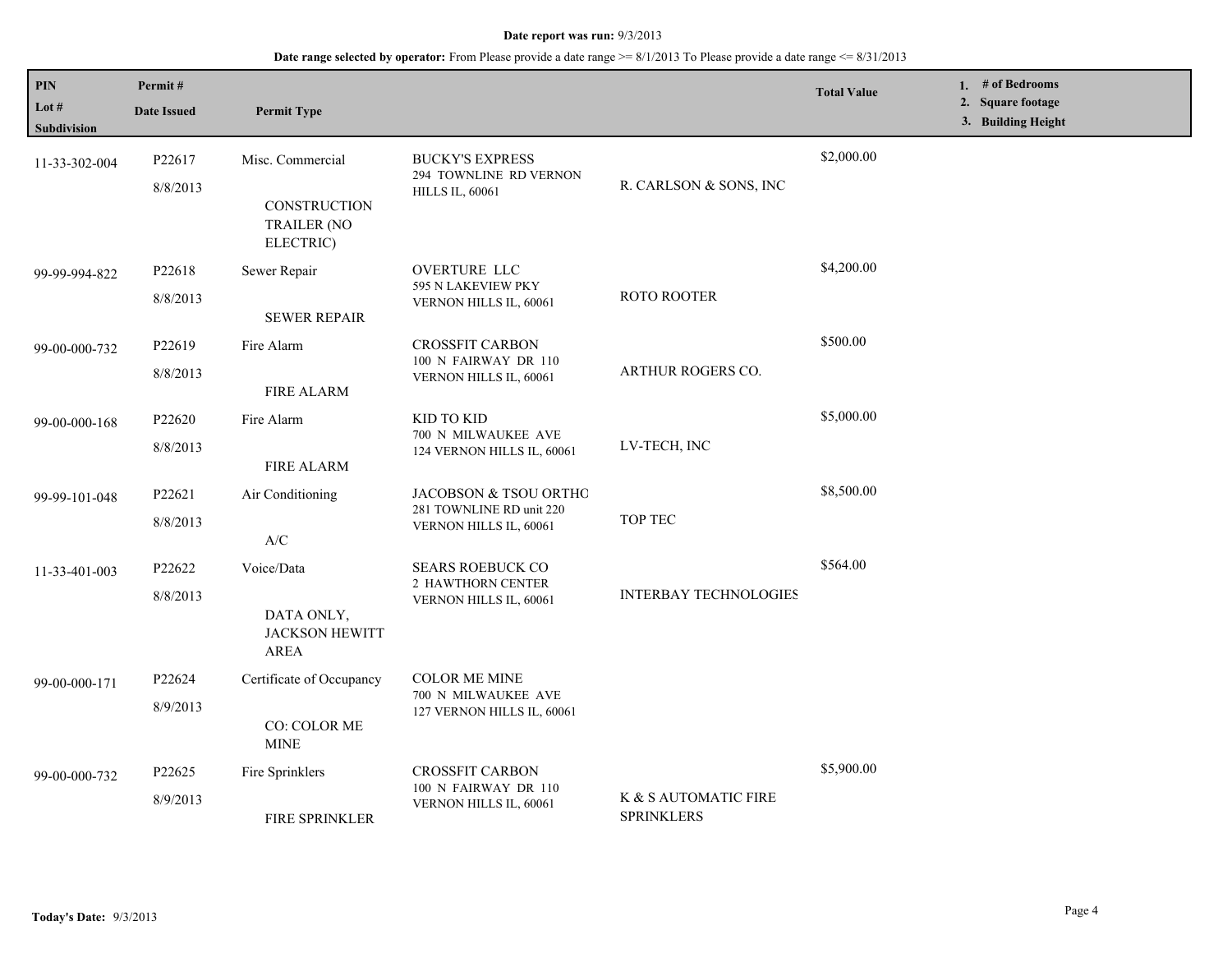**Date report was run:** 9/3/2013

**Date range selected by operator:** From Please provide a date range >= 8/1/2013 To Please provide a date range <= 8/31/2013

| PIN<br>Lot #<br>Subdivision | Permit #<br>Date Issued | Permit Type | | | Total Value | 1. # of Bedrooms<br>2. Square footage<br>3. Building Height |
|---|---|---|---|---|---|---|
| 11-33-302-004 | P22617<br>8/8/2013 | Misc. Commercial<br><br>CONSTRUCTION TRAILER (NO ELECTRIC) | BUCKY'S EXPRESS<br>294 TOWNLINE RD VERNON HILLS IL, 60061 | R. CARLSON & SONS, INC | $2,000.00 | |
| 99-99-994-822 | P22618<br>8/8/2013 | Sewer Repair<br><br>SEWER REPAIR | OVERTURE LLC<br>595 N LAKEVIEW PKY<br>VERNON HILLS IL, 60061 | ROTO ROOTER | $4,200.00 | |
| 99-00-000-732 | P22619<br>8/8/2013 | Fire Alarm<br><br>FIRE ALARM | CROSSFIT CARBON<br>100 N FAIRWAY DR 110<br>VERNON HILLS IL, 60061 | ARTHUR ROGERS CO. | $500.00 | |
| 99-00-000-168 | P22620<br>8/8/2013 | Fire Alarm<br><br>FIRE ALARM | KID TO KID<br>700 N MILWAUKEE AVE<br>124 VERNON HILLS IL, 60061 | LV-TECH, INC | $5,000.00 | |
| 99-99-101-048 | P22621<br>8/8/2013 | Air Conditioning<br><br>A/C | JACOBSON & TSOU ORTHO<br>281 TOWNLINE RD unit 220<br>VERNON HILLS IL, 60061 | TOP TEC | $8,500.00 | |
| 11-33-401-003 | P22622<br>8/8/2013 | Voice/Data<br><br>DATA ONLY, JACKSON HEWITT AREA | SEARS ROEBUCK CO<br>2 HAWTHORN CENTER<br>VERNON HILLS IL, 60061 | INTERBAY TECHNOLOGIES | $564.00 | |
| 99-00-000-171 | P22624<br>8/9/2013 | Certificate of Occupancy<br><br>CO: COLOR ME MINE | COLOR ME MINE<br>700 N MILWAUKEE AVE<br>127 VERNON HILLS IL, 60061 | | | |
| 99-00-000-732 | P22625<br>8/9/2013 | Fire Sprinklers<br><br>FIRE SPRINKLER | CROSSFIT CARBON<br>100 N FAIRWAY DR 110<br>VERNON HILLS IL, 60061 | K & S AUTOMATIC FIRE SPRINKLERS | $5,900.00 | |

**Today's Date:** 9/3/2013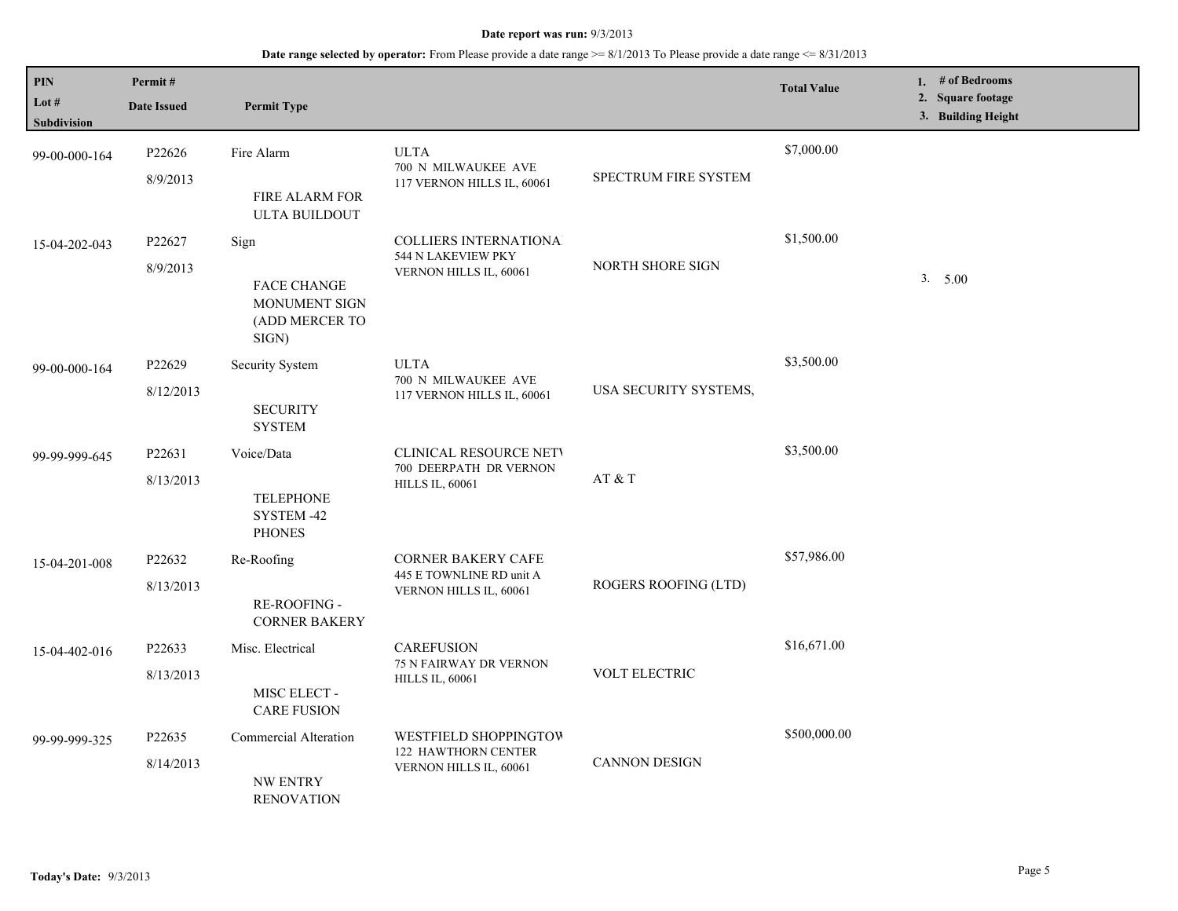**Date report was run:** 9/3/2013

**Date range selected by operator:** From Please provide a date range >= 8/1/2013 To Please provide a date range <= 8/31/2013

| PIN / Lot # / Subdivision | Permit # / Date Issued | Permit Type | | | Total Value | 1. # of Bedrooms 2. Square footage 3. Building Height |
|---|---|---|---|---|---|---|
| 99-00-000-164 | P22626 8/9/2013 | Fire Alarm<br>FIRE ALARM FOR ULTA BUILDOUT | ULTA<br>700 N MILWAUKEE AVE 117 VERNON HILLS IL, 60061 | SPECTRUM FIRE SYSTEM | $7,000.00 | |
| 15-04-202-043 | P22627 8/9/2013 | Sign<br>FACE CHANGE MONUMENT SIGN (ADD MERCER TO SIGN) | COLLIERS INTERNATIONA<br>544 N LAKEVIEW PKY VERNON HILLS IL, 60061 | NORTH SHORE SIGN | $1,500.00 | 3. 5.00 |
| 99-00-000-164 | P22629 8/12/2013 | Security System<br>SECURITY SYSTEM | ULTA<br>700 N MILWAUKEE AVE 117 VERNON HILLS IL, 60061 | USA SECURITY SYSTEMS, | $3,500.00 | |
| 99-99-999-645 | P22631 8/13/2013 | Voice/Data<br>TELEPHONE SYSTEM -42 PHONES | CLINICAL RESOURCE NET<br>700 DEERPATH DR VERNON HILLS IL, 60061 | AT & T | $3,500.00 | |
| 15-04-201-008 | P22632 8/13/2013 | Re-Roofing<br>RE-ROOFING - CORNER BAKERY | CORNER BAKERY CAFE<br>445 E TOWNLINE RD unit A VERNON HILLS IL, 60061 | ROGERS ROOFING (LTD) | $57,986.00 | |
| 15-04-402-016 | P22633 8/13/2013 | Misc. Electrical<br>MISC ELECT - CARE FUSION | CAREFUSION<br>75 N FAIRWAY DR VERNON HILLS IL, 60061 | VOLT ELECTRIC | $16,671.00 | |
| 99-99-999-325 | P22635 8/14/2013 | Commercial Alteration<br>NW ENTRY RENOVATION | WESTFIELD SHOPPINGTOW<br>122 HAWTHORN CENTER VERNON HILLS IL, 60061 | CANNON DESIGN | $500,000.00 | |

**Today's Date:** 9/3/2013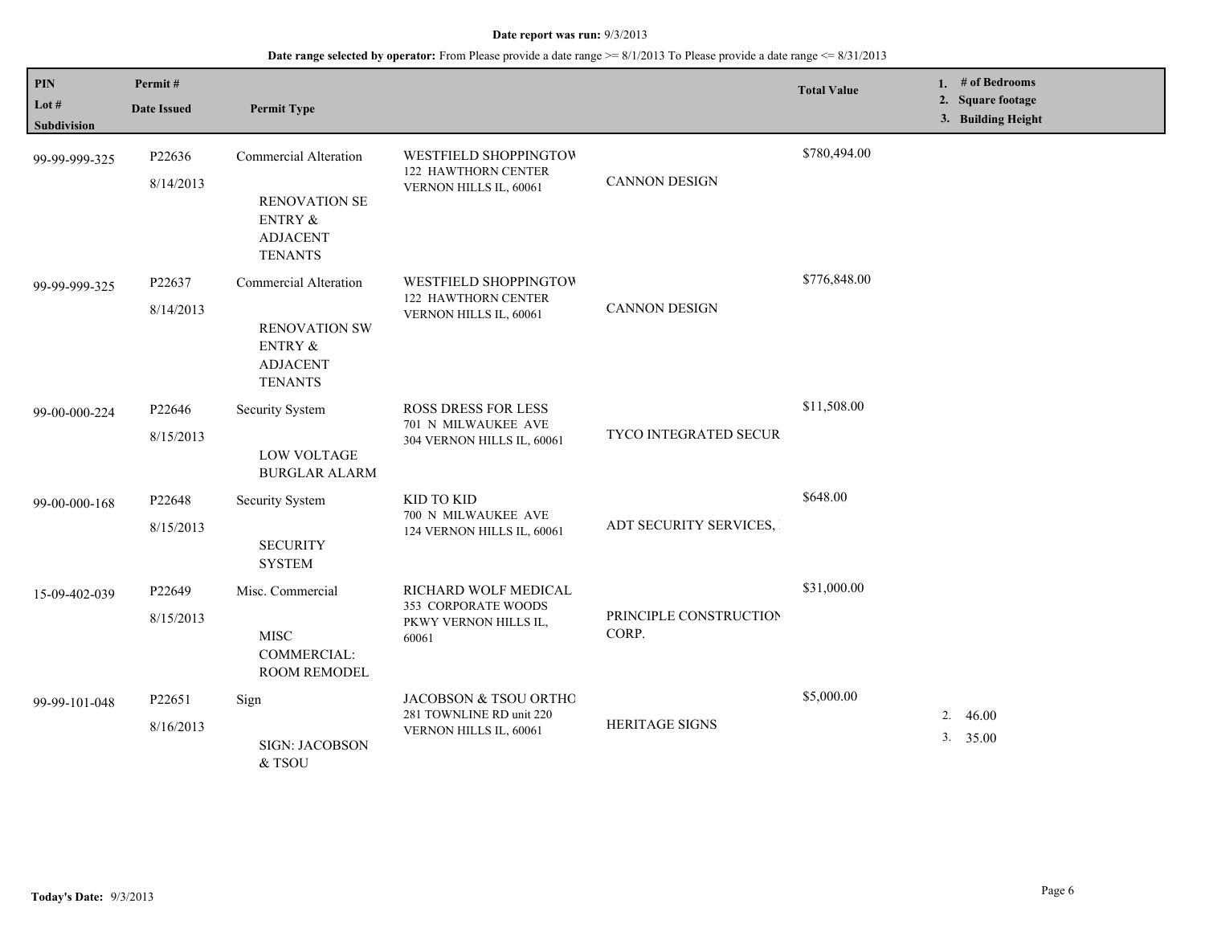**Date report was run:** 9/3/2013

**Date range selected by operator:** From Please provide a date range >= 8/1/2013 To Please provide a date range <= 8/31/2013

| PIN / Lot # / Subdivision | Permit # / Date Issued | Permit Type | | | Total Value | 1. # of Bedrooms 2. Square footage 3. Building Height |
|---|---|---|---|---|---|---|
| 99-99-999-325 | P22636 8/14/2013 | Commercial Alteration RENOVATION SE ENTRY & ADJACENT TENANTS | WESTFIELD SHOPPINGTOW 122 HAWTHORN CENTER VERNON HILLS IL, 60061 | CANNON DESIGN | $780,494.00 | |
| 99-99-999-325 | P22637 8/14/2013 | Commercial Alteration RENOVATION SW ENTRY & ADJACENT TENANTS | WESTFIELD SHOPPINGTOW 122 HAWTHORN CENTER VERNON HILLS IL, 60061 | CANNON DESIGN | $776,848.00 | |
| 99-00-000-224 | P22646 8/15/2013 | Security System LOW VOLTAGE BURGLAR ALARM | ROSS DRESS FOR LESS 701 N MILWAUKEE AVE 304 VERNON HILLS IL, 60061 | TYCO INTEGRATED SECUR | $11,508.00 | |
| 99-00-000-168 | P22648 8/15/2013 | Security System SECURITY SYSTEM | KID TO KID 700 N MILWAUKEE AVE 124 VERNON HILLS IL, 60061 | ADT SECURITY SERVICES, | $648.00 | |
| 15-09-402-039 | P22649 8/15/2013 | Misc. Commercial MISC COMMERCIAL: ROOM REMODEL | RICHARD WOLF MEDICAL 353 CORPORATE WOODS PKWY VERNON HILLS IL, 60061 | PRINCIPLE CONSTRUCTION CORP. | $31,000.00 | |
| 99-99-101-048 | P22651 8/16/2013 | Sign SIGN: JACOBSON & TSOU | JACOBSON & TSOU ORTHO 281 TOWNLINE RD unit 220 VERNON HILLS IL, 60061 | HERITAGE SIGNS | $5,000.00 | 2. 46.00 3. 35.00 |

**Today's Date:** 9/3/2013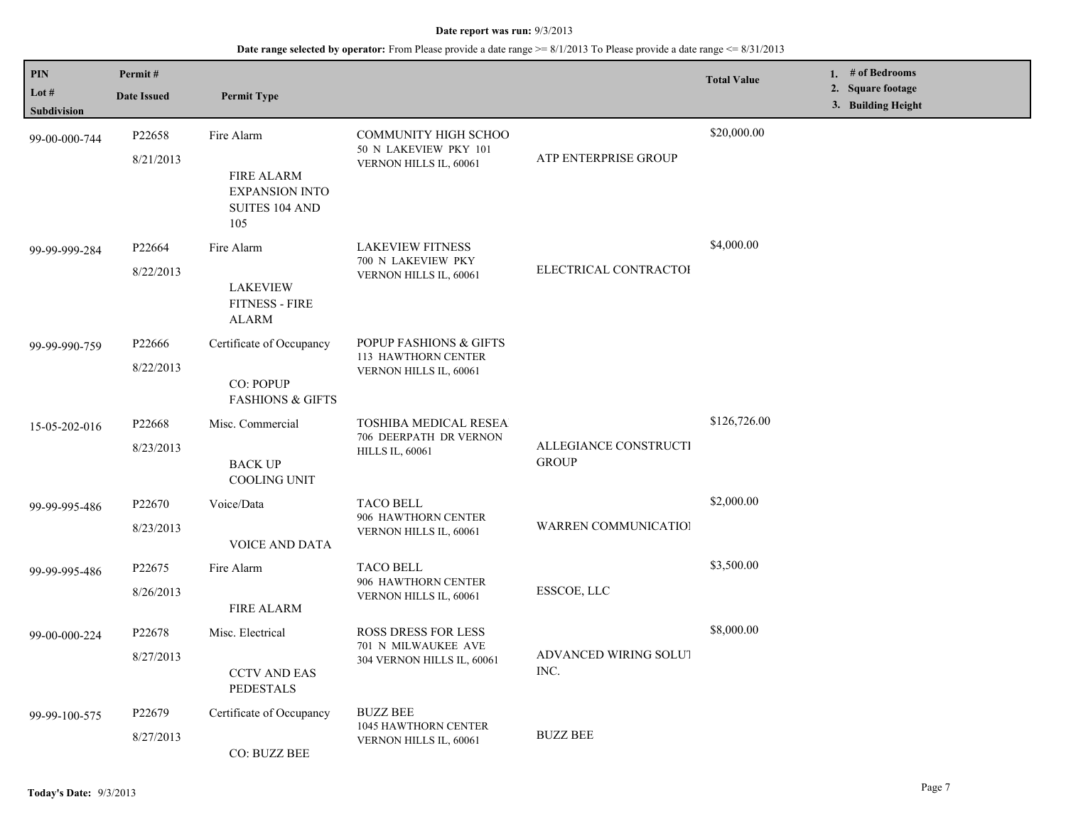**Date report was run:** 9/3/2013

**Date range selected by operator:** From Please provide a date range >= 8/1/2013 To Please provide a date range <= 8/31/2013

| PIN / Lot # / Subdivision | Permit # / Date Issued | Permit Type | | | Total Value | 1. # of Bedrooms 2. Square footage 3. Building Height |
|---|---|---|---|---|---|---|
| 99-00-000-744 | P22658<br>8/21/2013 | Fire Alarm<br><br>FIRE ALARM EXPANSION INTO SUITES 104 AND 105 | COMMUNITY HIGH SCHOO<br>50 N LAKEVIEW PKY 101<br>VERNON HILLS IL, 60061 | ATP ENTERPRISE GROUP | $20,000.00 | |
| 99-99-999-284 | P22664<br>8/22/2013 | Fire Alarm<br><br>LAKEVIEW FITNESS - FIRE ALARM | LAKEVIEW FITNESS<br>700 N LAKEVIEW PKY<br>VERNON HILLS IL, 60061 | ELECTRICAL CONTRACTOI | $4,000.00 | |
| 99-99-990-759 | P22666<br>8/22/2013 | Certificate of Occupancy<br><br>CO: POPUP FASHIONS & GIFTS | POPUP FASHIONS & GIFTS<br>113 HAWTHORN CENTER<br>VERNON HILLS IL, 60061 | | | |
| 15-05-202-016 | P22668<br>8/23/2013 | Misc. Commercial<br><br>BACK UP COOLING UNIT | TOSHIBA MEDICAL RESEA<br>706 DEERPATH DR VERNON HILLS IL, 60061 | ALLEGIANCE CONSTRUCTI GROUP | $126,726.00 | |
| 99-99-995-486 | P22670<br>8/23/2013 | Voice/Data<br><br>VOICE AND DATA | TACO BELL<br>906 HAWTHORN CENTER<br>VERNON HILLS IL, 60061 | WARREN COMMUNICATIOI | $2,000.00 | |
| 99-99-995-486 | P22675<br>8/26/2013 | Fire Alarm<br><br>FIRE ALARM | TACO BELL<br>906 HAWTHORN CENTER<br>VERNON HILLS IL, 60061 | ESSCOE, LLC | $3,500.00 | |
| 99-00-000-224 | P22678<br>8/27/2013 | Misc. Electrical<br><br>CCTV AND EAS PEDESTALS | ROSS DRESS FOR LESS<br>701 N MILWAUKEE AVE<br>304 VERNON HILLS IL, 60061 | ADVANCED WIRING SOLUT INC. | $8,000.00 | |
| 99-99-100-575 | P22679<br>8/27/2013 | Certificate of Occupancy<br><br>CO: BUZZ BEE | BUZZ BEE<br>1045 HAWTHORN CENTER<br>VERNON HILLS IL, 60061 | BUZZ BEE | | |

**Today's Date:** 9/3/2013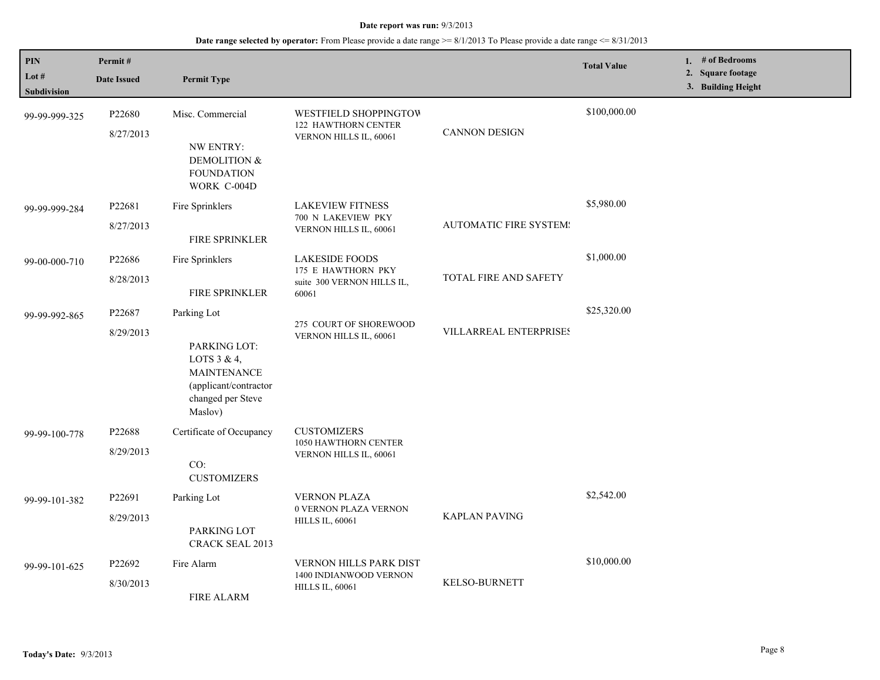**Date report was run:** 9/3/2013

**Date range selected by operator:** From Please provide a date range >= 8/1/2013 To Please provide a date range <= 8/31/2013

| PIN<br>Lot #<br>Subdivision | Permit #<br>Date Issued | Permit Type | | | Total Value | 1. # of Bedrooms<br>2. Square footage<br>3. Building Height |
|---|---|---|---|---|---|---|
| 99-99-999-325 | P22680<br>8/27/2013 | Misc. Commercial<br>NW ENTRY: DEMOLITION & FOUNDATION WORK C-004D | WESTFIELD SHOPPINGTOW<br>122 HAWTHORN CENTER<br>VERNON HILLS IL, 60061 | CANNON DESIGN | $100,000.00 | |
| 99-99-999-284 | P22681<br>8/27/2013 | Fire Sprinklers<br>FIRE SPRINKLER | LAKEVIEW FITNESS<br>700 N LAKEVIEW PKY<br>VERNON HILLS IL, 60061 | AUTOMATIC FIRE SYSTEM! | $5,980.00 | |
| 99-00-000-710 | P22686<br>8/28/2013 | Fire Sprinklers<br>FIRE SPRINKLER | LAKESIDE FOODS<br>175 E HAWTHORN PKY<br>suite 300 VERNON HILLS IL, 60061 | TOTAL FIRE AND SAFETY | $1,000.00 | |
| 99-99-992-865 | P22687<br>8/29/2013 | Parking Lot<br>PARKING LOT: LOTS 3 & 4, MAINTENANCE (applicant/contractor changed per Steve Maslov) | 275 COURT OF SHOREWOOD<br>VERNON HILLS IL, 60061 | VILLARREAL ENTERPRISES | $25,320.00 | |
| 99-99-100-778 | P22688<br>8/29/2013 | Certificate of Occupancy<br>CO: CUSTOMIZERS | CUSTOMIZERS<br>1050 HAWTHORN CENTER<br>VERNON HILLS IL, 60061 | | | |
| 99-99-101-382 | P22691<br>8/29/2013 | Parking Lot<br>PARKING LOT CRACK SEAL 2013 | VERNON PLAZA<br>0 VERNON PLAZA VERNON HILLS IL, 60061 | KAPLAN PAVING | $2,542.00 | |
| 99-99-101-625 | P22692<br>8/30/2013 | Fire Alarm<br>FIRE ALARM | VERNON HILLS PARK DIST<br>1400 INDIANWOOD VERNON HILLS IL, 60061 | KELSO-BURNETT | $10,000.00 | |

**Today's Date:** 9/3/2013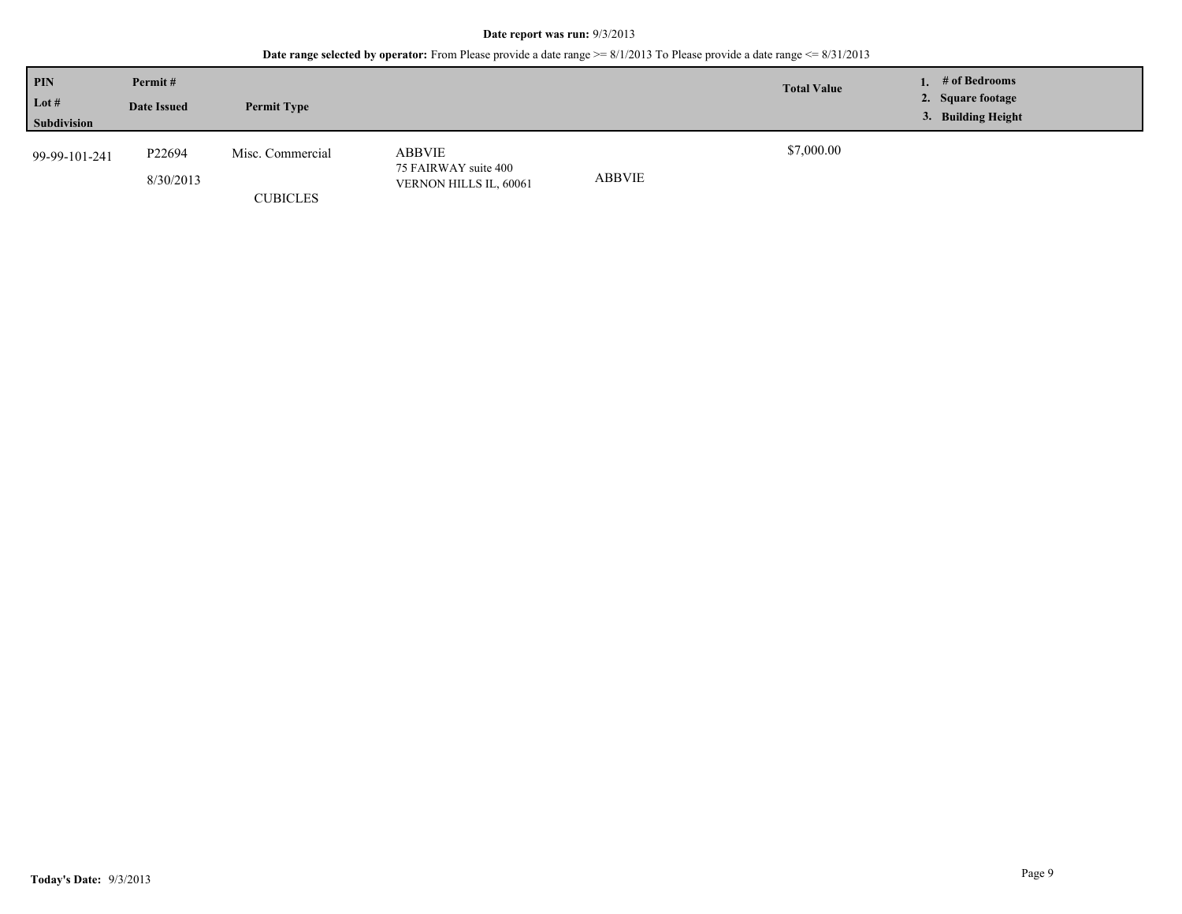**Date report was run:** 9/3/2013

**Date range selected by operator:** From Please provide a date range >= 8/1/2013 To Please provide a date range <= 8/31/2013

| PIN / Lot # / Subdivision | Permit # / Date Issued | Permit Type | | | Total Value | 1. # of Bedrooms 2. Square footage 3. Building Height |
|---|---|---|---|---|---|---|
| 99-99-101-241 | P22694 8/30/2013 | Misc. Commercial CUBICLES | ABBVIE 75 FAIRWAY suite 400 VERNON HILLS IL, 60061 | ABBVIE | $7,000.00 | |

**Today's Date:** 9/3/2013